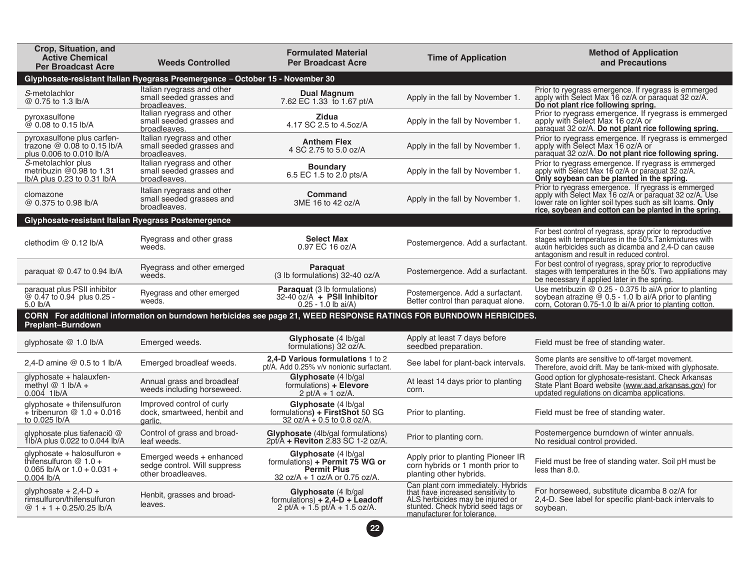| Crop, Situation, and Active Chemical Per Broadcast Acre | Weeds Controlled | Formulated Material Per Broadcast Acre | Time of Application | Method of Application and Precautions |
|---|---|---|---|---|
| **Glyphosate-resistant Italian Ryegrass Preemergence – October 15 - November 30** | | | | |
| *S*-metolachlor @ 0.75 to 1.3 lb/A | Italian ryegrass and other small seeded grasses and broadleaves. | **Dual Magnum** 7.62 EC 1.33 to 1.67 pt/A | Apply in the fall by November 1. | Prior to ryegrass emergence. If ryegrass is emmerged apply with Select Max 16 oz/A or paraquat 32 oz/A. **Do not plant rice following spring.** |
| pyroxasulfone @ 0.08 to 0.15 lb/A | Italian ryegrass and other small seeded grasses and broadleaves. | **Zidua** 4.17 SC 2.5 to 4.5oz/A | Apply in the fall by November 1. | Prior to ryegrass emergence. If ryegrass is emmerged apply with Select Max 16 oz/A or paraquat 32 oz/A. **Do not plant rice following spring.** |
| pyroxasulfone plus carfentrazone @ 0.08 to 0.15 lb/A plus 0.006 to 0.010 lb/A | Italian ryegrass and other small seeded grasses and broadleaves. | **Anthem Flex** 4 SC 2.75 to 5.0 oz/A | Apply in the fall by November 1. | Prior to ryegrass emergence. If ryegrass is emmerged apply with Select Max 16 oz/A or paraquat 32 oz/A. **Do not plant rice following spring.** |
| *S*-metolachlor plus metribuzin @0.98 to 1.31 lb/A plus 0.23 to 0.31 lb/A | Italian ryegrass and other small seeded grasses and broadleaves. | **Boundary** 6.5 EC 1.5 to 2.0 pts/A | Apply in the fall by November 1. | Prior to ryegrass emergence. If ryegrass is emmerged apply with Select Max 16 oz/A or paraquat 32 oz/A. **Only soybean can be planted in the spring.** |
| clomazone @ 0.375 to 0.98 lb/A | Italian ryegrass and other small seeded grasses and broadleaves. | **Command** 3ME 16 to 42 oz/A | Apply in the fall by November 1. | Prior to ryegrass emergence. If ryegrass is emmerged apply with Select Max 16 oz/A or paraquat 32 oz/A. Use lower rate on lighter soil types such as silt loams. **Only rice, soybean and cotton can be planted in the spring.** |
| **Glyphosate-resistant Italian Ryegrass Postemergence** | | | | |
| clethodim @ 0.12 lb/A | Ryegrass and other grass weeds. | **Select Max** 0.97 EC 16 oz/A | Postemergence. Add a surfactant. | For best control of ryegrass, spray prior to reproductive stages with temperatures in the 50's.Tankmixtures with auxin herbicides such as dicamba and 2,4-D can cause antagonism and result in reduced control. |
| paraquat @ 0.47 to 0.94 lb/A | Ryegrass and other emerged weeds. | **Paraquat** (3 lb formulations) 32-40 oz/A | Postemergence. Add a surfactant. | For best control of ryegrass, spray prior to reproductive stages with temperatures in the 50's. Two appliations may be necessary if applied later in the spring. |
| paraquat plus PSII inhibitor @ 0.47 to 0.94 plus 0.25 - 5.0 lb/A | Ryegrass and other emerged weeds. | **Paraquat** (3 lb formulations) 32-40 oz/A **+ PSII Inhibitor** 0.25 - 1.0 lb ai/A) | Postemergence. Add a surfactant. Better control than paraquat alone. | Use metribuzin @ 0.25 - 0.375 lb ai/A prior to planting soybean atrazine @ 0.5 - 1.0 lb ai/A prior to planting corn, Cotoran 0.75-1.0 lb ai/A prior to planting cotton. |
| **CORN For additional information on burndown herbicides see page 21, WEED RESPONSE RATINGS FOR BURNDOWN HERBICIDES. Preplant–Burndown** | | | | |
| glyphosate @ 1.0 lb/A | Emerged weeds. | **Glyphosate** (4 lb/gal formulations) 32 oz/A. | Apply at least 7 days before seedbed preparation. | Field must be free of standing water. |
| 2,4-D amine @ 0.5 to 1 lb/A | Emerged broadleaf weeds. | **2,4-D Various formulations** 1 to 2 pt/A. Add 0.25% v/v nonionic surfactant. | See label for plant-back intervals. | Some plants are sensitive to off-target movement. Therefore, avoid drift. May be tank-mixed with glyphosate. |
| glyphosate + halauxfen-methyl @ 1 lb/A + 0.004 1lb/A | Annual grass and broadleaf weeds including horseweed. | **Glyphosate** (4 lb/gal formulations) **+ Elevore** 2 pt/A + 1 oz/A. | At least 14 days prior to planting corn. | Good option for glyphosate-resistant. Check Arkansas State Plant Board website (www.aad.arkansas.gov) for updated regulations on dicamba applications. |
| glyphosate + thifensulfuron + tribenuron @ 1.0 + 0.016 to 0.025 lb/A | Improved control of curly dock, smartweed, henbit and garlic. | **Glyphosate** (4 lb/gal formulations**) + FirstShot** 50 SG 32 oz/A + 0.5 to 0.8 oz/A. | Prior to planting. | Field must be free of standing water. |
| glyphosate plus tiafenaci0 @ 1lb/A plus 0.022 to 0.044 lb/A | Control of grass and broadleaf weeds. | **Glyphosate** (4lb/gal formulations) 2pt/A **+ Reviton** 2.83 SC 1-2 oz/A. | Prior to planting corn. | Postemergence burndown of winter annuals. No residual control provided. |
| glyphosate + halosulfuron + thifensulfuron @ 1.0 + 0.065 lb/A or 1.0 + 0.031 + 0.004 lb/A | Emerged weeds + enhanced sedge control. Will suppress other broadleaves. | **Glyphosate** (4 lb/gal formulations) **+ Permit 75 WG or Permit Plus** 32 oz/A + 1 oz/A or 0.75 oz/A. | Apply prior to planting Pioneer IR corn hybrids or 1 month prior to planting other hybrids. | Field must be free of standing water. Soil pH must be less than 8.0. |
| glyphosate + 2,4-D + rimsulfuron/thifensulfuron @ 1 + 1 + 0.25/0.25 lb/A | Henbit, grasses and broadleaves. | **Glyphosate** (4 lb/gal formulations) **+ 2,4-D + Leadoff** 2 pt/A + 1.5 pt/A + 1.5 oz/A. | Can plant corn immediately. Hybrids that have increased sensitivity to ALS herbicides may be injured or stunted. Check hybrid seed tags or manufacturer for tolerance. | For horseweed, substitute dicamba 8 oz/A for 2,4-D. See label for specific plant-back intervals to soybean. |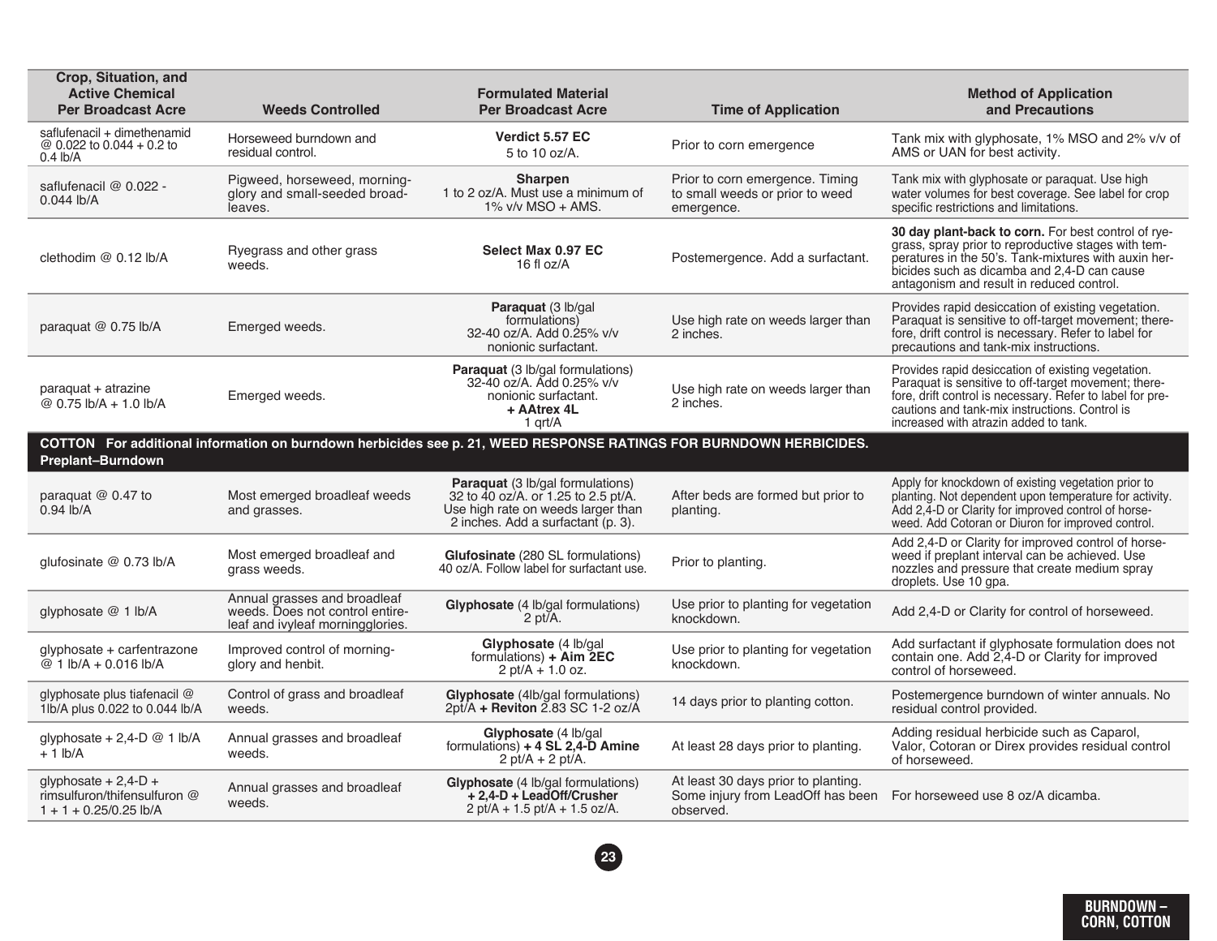| Crop, Situation, and Active Chemical Per Broadcast Acre | Weeds Controlled | Formulated Material Per Broadcast Acre | Time of Application | Method of Application and Precautions |
|---|---|---|---|---|
| saflufenacil + dimethenamid @ 0.022 to 0.044 + 0.2 to 0.4 lb/A | Horseweed burndown and residual control. | **Verdict 5.57 EC** 5 to 10 oz/A. | Prior to corn emergence | Tank mix with glyphosate, 1% MSO and 2% v/v of AMS or UAN for best activity. |
| saflufenacil @ 0.022 - 0.044 lb/A | Pigweed, horseweed, morning-glory and small-seeded broad-leaves. | **Sharpen** 1 to 2 oz/A. Must use a minimum of 1% v/v MSO + AMS. | Prior to corn emergence. Timing to small weeds or prior to weed emergence. | Tank mix with glyphosate or paraquat. Use high water volumes for best coverage. See label for crop specific restrictions and limitations. |
| clethodim @ 0.12 lb/A | Ryegrass and other grass weeds. | **Select Max 0.97 EC** 16 fl oz/A | Postemergence. Add a surfactant. | **30 day plant-back to corn.** For best control of rye-grass, spray prior to reproductive stages with tem-peratures in the 50's. Tank-mixtures with auxin her-bicides such as dicamba and 2,4-D can cause antagonism and result in reduced control. |
| paraquat @ 0.75 lb/A | Emerged weeds. | **Paraquat** (3 lb/gal formulations) 32-40 oz/A. Add 0.25% v/v nonionic surfactant. | Use high rate on weeds larger than 2 inches. | Provides rapid desiccation of existing vegetation. Paraquat is sensitive to off-target movement; there-fore, drift control is necessary. Refer to label for precautions and tank-mix instructions. |
| paraquat + atrazine @ 0.75 lb/A + 1.0 lb/A | Emerged weeds. | **Paraquat** (3 lb/gal formulations) 32-40 oz/A. Add 0.25% v/v nonionic surfactant. **+ AAtrex 4L** 1 qrt/A | Use high rate on weeds larger than 2 inches. | Provides rapid desiccation of existing vegetation. Paraquat is sensitive to off-target movement; there-fore, drift control is necessary. Refer to label for pre-cautions and tank-mix instructions. Control is increased with atrazin added to tank. |
| **COTTON For additional information on burndown herbicides see p. 21, WEED RESPONSE RATINGS FOR BURNDOWN HERBICIDES.** | | | | |
| **Preplant–Burndown** | | | | |
| paraquat @ 0.47 to 0.94 lb/A | Most emerged broadleaf weeds and grasses. | **Paraquat** (3 lb/gal formulations) 32 to 40 oz/A. or 1.25 to 2.5 pt/A. Use high rate on weeds larger than 2 inches. Add a surfactant (p. 3). | After beds are formed but prior to planting. | Apply for knockdown of existing vegetation prior to planting. Not dependent upon temperature for activity. Add 2,4-D or Clarity for improved control of horse-weed. Add Cotoran or Diuron for improved control. |
| glufosinate @ 0.73 lb/A | Most emerged broadleaf and grass weeds. | **Glufosinate** (280 SL formulations) 40 oz/A. Follow label for surfactant use. | Prior to planting. | Add 2,4-D or Clarity for improved control of horse-weed if preplant interval can be achieved. Use nozzles and pressure that create medium spray droplets. Use 10 gpa. |
| glyphosate @ 1 lb/A | Annual grasses and broadleaf weeds. Does not control entire-leaf and ivyleaf morningglories. | **Glyphosate** (4 lb/gal formulations) 2 pt/A. | Use prior to planting for vegetation knockdown. | Add 2,4-D or Clarity for control of horseweed. |
| glyphosate + carfentrazone @ 1 lb/A + 0.016 lb/A | Improved control of morning-glory and henbit. | **Glyphosate** (4 lb/gal formulations) **+ Aim 2EC** 2 pt/A + 1.0 oz. | Use prior to planting for vegetation knockdown. | Add surfactant if glyphosate formulation does not contain one. Add 2,4-D or Clarity for improved control of horseweed. |
| glyphosate plus tiafenacil @ 1lb/A plus 0.022 to 0.044 lb/A | Control of grass and broadleaf weeds. | **Glyphosate** (4lb/gal formulations) 2pt/A **+ Reviton** 2.83 SC 1-2 oz/A | 14 days prior to planting cotton. | Postemergence burndown of winter annuals. No residual control provided. |
| glyphosate + 2,4-D @ 1 lb/A + 1 lb/A | Annual grasses and broadleaf weeds. | **Glyphosate** (4 lb/gal formulations) **+ 4 SL 2,4-D Amine** 2 pt/A + 2 pt/A. | At least 28 days prior to planting. | Adding residual herbicide such as Caparol, Valor, Cotoran or Direx provides residual control of horseweed. |
| glyphosate + 2,4-D + rimsulfuron/thifensulfuron @ 1 + 1 + 0.25/0.25 lb/A | Annual grasses and broadleaf weeds. | **Glyphosate** (4 lb/gal formulations) **+ 2,4-D + LeadOff/Crusher** 2 pt/A + 1.5 pt/A + 1.5 oz/A. | At least 30 days prior to planting. Some injury from LeadOff has been observed. | For horseweed use 8 oz/A dicamba. |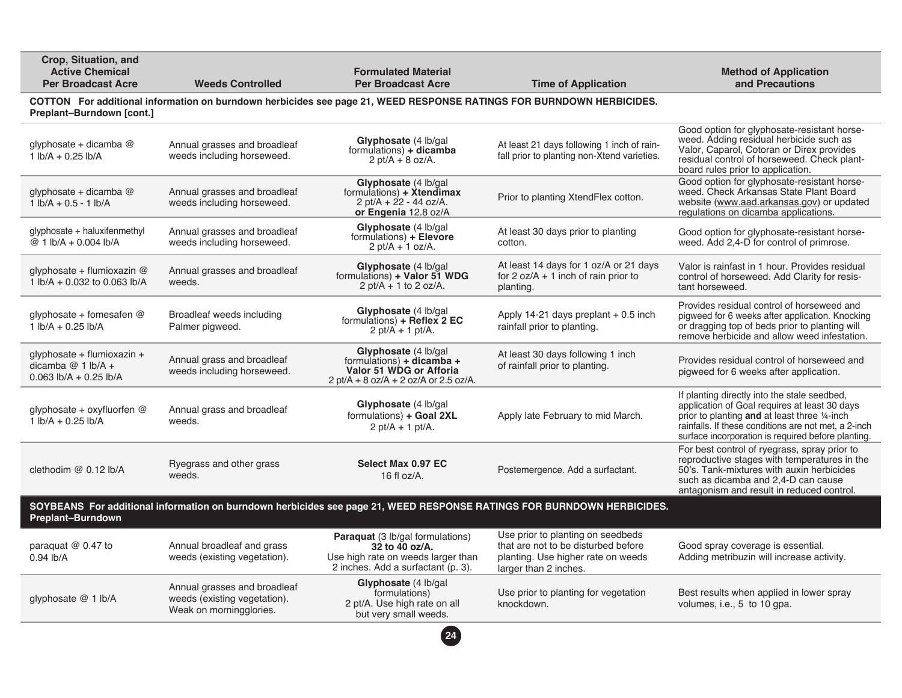| Crop, Situation, and Active Chemical Per Broadcast Acre | Weeds Controlled | Formulated Material Per Broadcast Acre | Time of Application | Method of Application and Precautions |
|---|---|---|---|---|
| **COTTON For additional information on burndown herbicides see page 21, WEED RESPONSE RATINGS FOR BURNDOWN HERBICIDES. Preplant–Burndown [cont.]** | | | | |
| glyphosate + dicamba @ 1 lb/A + 0.25 lb/A | Annual grasses and broadleaf weeds including horseweed. | **Glyphosate** (4 lb/gal formulations) **+ dicamba** 2 pt/A + 8 oz/A. | At least 21 days following 1 inch of rainfall prior to planting non-Xtend varieties. | Good option for glyphosate-resistant horseweed. Adding residual herbicide such as Valor, Caparol, Cotoran or Direx provides residual control of horseweed. Check plant-board rules prior to application. |
| glyphosate + dicamba @ 1 lb/A + 0.5 - 1 lb/A | Annual grasses and broadleaf weeds including horseweed. | **Glyphosate** (4 lb/gal formulations) **+ Xtendimax** 2 pt/A + 22 - 44 oz/A. **or Engenia** 12.8 oz/A | Prior to planting XtendFlex cotton. | Good option for glyphosate-resistant horseweed. Check Arkansas State Plant Board website (www.aad.arkansas.gov) or updated regulations on dicamba applications. |
| glyphosate + haluxifenmethyl @ 1 lb/A + 0.004 lb/A | Annual grasses and broadleaf weeds including horseweed. | **Glyphosate** (4 lb/gal formulations) **+ Elevore** 2 pt/A + 1 oz/A. | At least 30 days prior to planting cotton. | Good option for glyphosate-resistant horseweed. Add 2,4-D for control of primrose. |
| glyphosate + flumioxazin @ 1 lb/A + 0.032 to 0.063 lb/A | Annual grasses and broadleaf weeds. | **Glyphosate** (4 lb/gal formulations) **+ Valor 51 WDG** 2 pt/A + 1 to 2 oz/A. | At least 14 days for 1 oz/A or 21 days for 2 oz/A + 1 inch of rain prior to planting. | Valor is rainfast in 1 hour. Provides residual control of horseweed. Add Clarity for resistant horseweed. |
| glyphosate + fomesafen @ 1 lb/A + 0.25 lb/A | Broadleaf weeds including Palmer pigweed. | **Glyphosate** (4 lb/gal formulations) **+ Reflex 2 EC** 2 pt/A + 1 pt/A. | Apply 14-21 days preplant + 0.5 inch rainfall prior to planting. | Provides residual control of horseweed and pigweed for 6 weeks after application. Knocking or dragging top of beds prior to planting will remove herbicide and allow weed infestation. |
| glyphosate + flumioxazin + dicamba @ 1 lb/A + 0.063 lb/A + 0.25 lb/A | Annual grass and broadleaf weeds including horseweed. | **Glyphosate** (4 lb/gal formulations) **+ dicamba + Valor 51 WDG or Afforia** 2 pt/A + 8 oz/A + 2 oz/A or 2.5 oz/A. | At least 30 days following 1 inch of rainfall prior to planting. | Provides residual control of horseweed and pigweed for 6 weeks after application. |
| glyphosate + oxyfluorfen @ 1 lb/A + 0.25 lb/A | Annual grass and broadleaf weeds. | **Glyphosate** (4 lb/gal formulations) **+ Goal 2XL** 2 pt/A + 1 pt/A. | Apply late February to mid March. | If planting directly into the stale seedbed, application of Goal requires at least 30 days prior to planting **and** at least three ¼-inch rainfalls. If these conditions are not met, a 2-inch surface incorporation is required before planting. |
| clethodim @ 0.12 lb/A | Ryegrass and other grass weeds. | **Select Max 0.97 EC** 16 fl oz/A. | Postemergence. Add a surfactant. | For best control of ryegrass, spray prior to reproductive stages with temperatures in the 50's. Tank-mixtures with auxin herbicides such as dicamba and 2,4-D can cause antagonism and result in reduced control. |
| **SOYBEANS For additional information on burndown herbicides see page 21, WEED RESPONSE RATINGS FOR BURNDOWN HERBICIDES. Preplant–Burndown** | | | | |
| paraquat @ 0.47 to 0.94 lb/A | Annual broadleaf and grass weeds (existing vegetation). | **Paraquat** (3 lb/gal formulations) **32 to 40 oz/A.** Use high rate on weeds larger than 2 inches. Add a surfactant (p. 3). | Use prior to planting on seedbeds that are not to be disturbed before planting. Use higher rate on weeds larger than 2 inches. | Good spray coverage is essential. Adding metribuzin will increase activity. |
| glyphosate @ 1 lb/A | Annual grasses and broadleaf weeds (existing vegetation). Weak on morningglories. | **Glyphosate** (4 lb/gal formulations) 2 pt/A. Use high rate on all but very small weeds. | Use prior to planting for vegetation knockdown. | Best results when applied in lower spray volumes, i.e., 5 to 10 gpa. |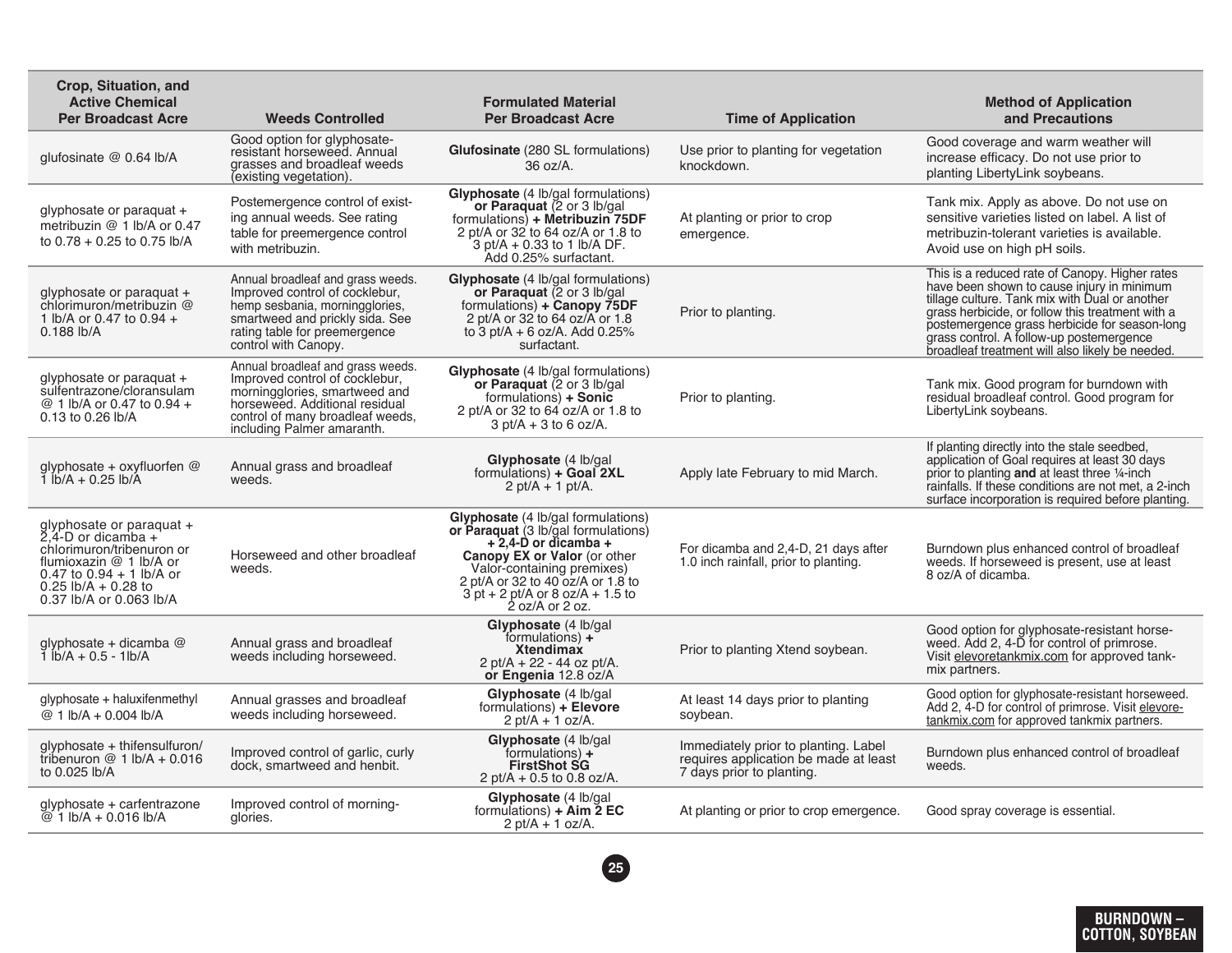| Crop, Situation, and Active Chemical Per Broadcast Acre | Weeds Controlled | Formulated Material Per Broadcast Acre | Time of Application | Method of Application and Precautions |
|---|---|---|---|---|
| glufosinate @ 0.64 lb/A | Good option for glyphosate-resistant horseweed. Annual grasses and broadleaf weeds (existing vegetation). | **Glufosinate** (280 SL formulations) 36 oz/A. | Use prior to planting for vegetation knockdown. | Good coverage and warm weather will increase efficacy. Do not use prior to planting LibertyLink soybeans. |
| glyphosate or paraquat + metribuzin @ 1 lb/A or 0.47 to 0.78 + 0.25 to 0.75 lb/A | Postemergence control of existing annual weeds. See rating table for preemergence control with metribuzin. | **Glyphosate** (4 lb/gal formulations) **or Paraquat** (2 or 3 lb/gal formulations) **+ Metribuzin 75DF** 2 pt/A or 32 to 64 oz/A or 1.8 to 3 pt/A + 0.33 to 1 lb/A DF. Add 0.25% surfactant. | At planting or prior to crop emergence. | Tank mix. Apply as above. Do not use on sensitive varieties listed on label. A list of metribuzin-tolerant varieties is available. Avoid use on high pH soils. |
| glyphosate or paraquat + chlorimuron/metribuzin @ 1 lb/A or 0.47 to 0.94 + 0.188 lb/A | Annual broadleaf and grass weeds. Improved control of cocklebur, hemp sesbania, morningglories, smartweed and prickly sida. See rating table for preemergence control with Canopy. | **Glyphosate** (4 lb/gal formulations) **or Paraquat** (2 or 3 lb/gal formulations) **+ Canopy 75DF** 2 pt/A or 32 to 64 oz/A or 1.8 to 3 pt/A + 6 oz/A. Add 0.25% surfactant. | Prior to planting. | This is a reduced rate of Canopy. Higher rates have been shown to cause injury in minimum tillage culture. Tank mix with Dual or another grass herbicide, or follow this treatment with a postemergence grass herbicide for season-long grass control. A follow-up postemergence broadleaf treatment will also likely be needed. |
| glyphosate or paraquat + sulfentrazone/cloransulam @ 1 lb/A or 0.47 to 0.94 + 0.13 to 0.26 lb/A | Annual broadleaf and grass weeds. Improved control of cocklebur, morningglories, smartweed and horseweed. Additional residual control of many broadleaf weeds, including Palmer amaranth. | **Glyphosate** (4 lb/gal formulations) **or Paraquat** (2 or 3 lb/gal formulations) **+ Sonic** 2 pt/A or 32 to 64 oz/A or 1.8 to 3 pt/A + 3 to 6 oz/A. | Prior to planting. | Tank mix. Good program for burndown with residual broadleaf control. Good program for LibertyLink soybeans. |
| glyphosate + oxyfluorfen @ 1 lb/A + 0.25 lb/A | Annual grass and broadleaf weeds. | **Glyphosate** (4 lb/gal formulations) **+ Goal 2XL** 2 pt/A + 1 pt/A. | Apply late February to mid March. | If planting directly into the stale seedbed, application of Goal requires at least 30 days prior to planting **and** at least three ¼-inch rainfalls. If these conditions are not met, a 2-inch surface incorporation is required before planting. |
| glyphosate or paraquat + 2,4-D or dicamba + chlorimuron/tribenuron or flumioxazin @ 1 lb/A or 0.47 to 0.94 + 1 lb/A or 0.25 lb/A + 0.28 to 0.37 lb/A or 0.063 lb/A | Horseweed and other broadleaf weeds. | **Glyphosate** (4 lb/gal formulations) **or Paraquat** (3 lb/gal formulations) **+ 2,4-D or dicamba + Canopy EX or Valor** (or other Valor-containing premixes) 2 pt/A or 32 to 40 oz/A or 1.8 to 3 pt + 2 pt/A or 8 oz/A + 1.5 to 2 oz/A or 2 oz. | For dicamba and 2,4-D, 21 days after 1.0 inch rainfall, prior to planting. | Burndown plus enhanced control of broadleaf weeds. If horseweed is present, use at least 8 oz/A of dicamba. |
| glyphosate + dicamba @ 1 lb/A + 0.5 - 1lb/A | Annual grass and broadleaf weeds including horseweed. | **Glyphosate** (4 lb/gal formulations) **+ Xtendimax** 2 pt/A + 22 - 44 oz pt/A. **or Engenia** 12.8 oz/A | Prior to planting Xtend soybean. | Good option for glyphosate-resistant horseweed. Add 2, 4-D for control of primrose. Visit elevoretankmix.com for approved tank-mix partners. |
| glyphosate + haluxifenmethyl @ 1 lb/A + 0.004 lb/A | Annual grasses and broadleaf weeds including horseweed. | **Glyphosate** (4 lb/gal formulations) **+ Elevore** 2 pt/A + 1 oz/A. | At least 14 days prior to planting soybean. | Good option for glyphosate-resistant horseweed. Add 2, 4-D for control of primrose. Visit elevoretankmix.com for approved tankmix partners. |
| glyphosate + thifensulfuron/tribenuron @ 1 lb/A + 0.016 to 0.025 lb/A | Improved control of garlic, curly dock, smartweed and henbit. | **Glyphosate** (4 lb/gal formulations) **+ FirstShot SG** 2 pt/A + 0.5 to 0.8 oz/A. | Immediately prior to planting. Label requires application be made at least 7 days prior to planting. | Burndown plus enhanced control of broadleaf weeds. |
| glyphosate + carfentrazone @ 1 lb/A + 0.016 lb/A | Improved control of morningglories. | **Glyphosate** (4 lb/gal formulations) **+ Aim 2 EC** 2 pt/A + 1 oz/A. | At planting or prior to crop emergence. | Good spray coverage is essential. |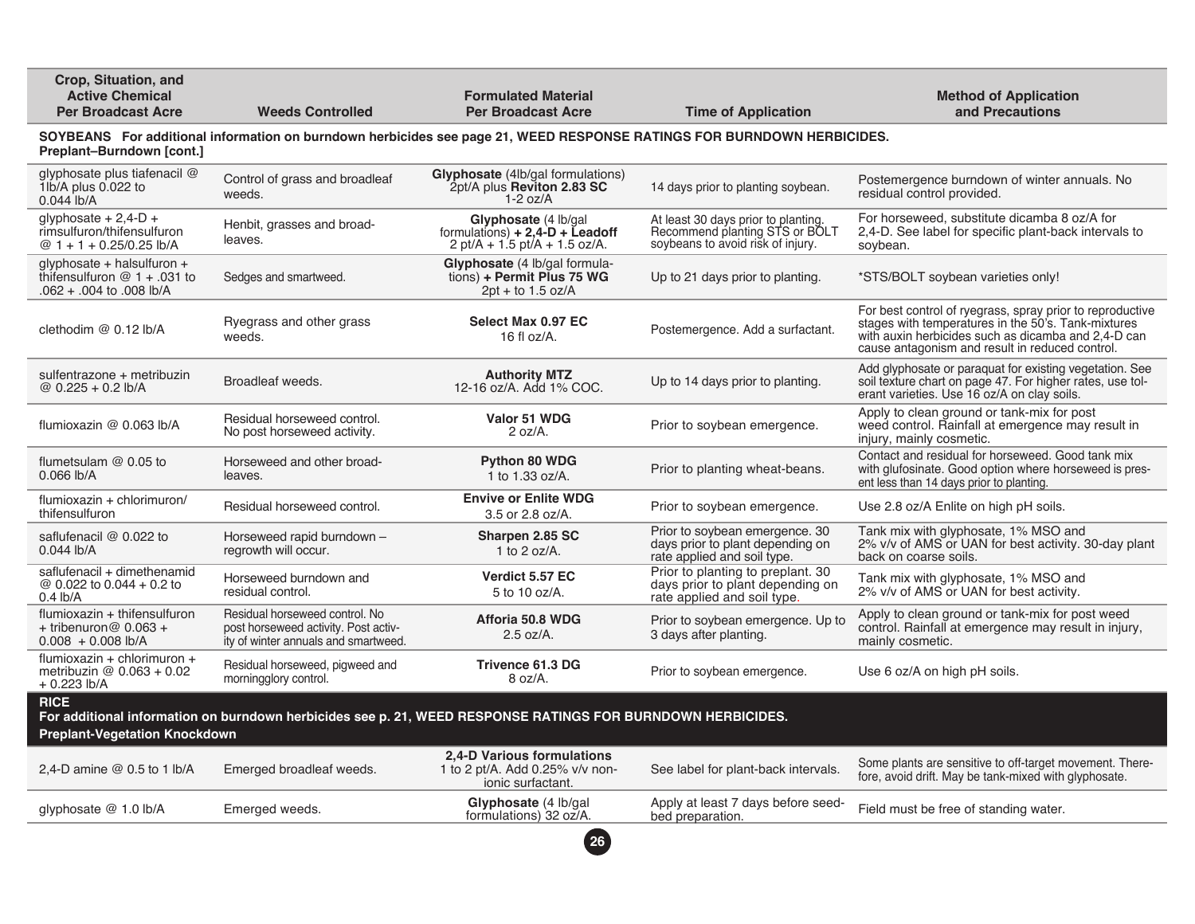| Crop, Situation, and Active Chemical Per Broadcast Acre | Weeds Controlled | Formulated Material Per Broadcast Acre | Time of Application | Method of Application and Precautions |
|---|---|---|---|---|
| **SOYBEANS For additional information on burndown herbicides see page 21, WEED RESPONSE RATINGS FOR BURNDOWN HERBICIDES. Preplant–Burndown [cont.]** | | | | |
| glyphosate plus tiafenacil @ 1lb/A plus 0.022 to 0.044 lb/A | Control of grass and broadleaf weeds. | **Glyphosate** (4lb/gal formulations) 2pt/A plus **Reviton 2.83 SC** 1-2 oz/A | 14 days prior to planting soybean. | Postemergence burndown of winter annuals. No residual control provided. |
| glyphosate + 2,4-D + rimsulfuron/thifensulfuron @ 1 + 1 + 0.25/0.25 lb/A | Henbit, grasses and broadleaves. | **Glyphosate** (4 lb/gal formulations) **+ 2,4-D + Leadoff** 2 pt/A + 1.5 pt/A + 1.5 oz/A. | At least 30 days prior to planting. Recommend planting STS or BOLT soybeans to avoid risk of injury. | For horseweed, substitute dicamba 8 oz/A for 2,4-D. See label for specific plant-back intervals to soybean. |
| glyphosate + halsulfuron + thifensulfuron @ 1 + .031 to .062 + .004 to .008 lb/A | Sedges and smartweed. | **Glyphosate** (4 lb/gal formulations) **+ Permit Plus 75 WG** 2pt + to 1.5 oz/A | Up to 21 days prior to planting. | *STS/BOLT soybean varieties only! |
| clethodim @ 0.12 lb/A | Ryegrass and other grass weeds. | **Select Max 0.97 EC** 16 fl oz/A. | Postemergence. Add a surfactant. | For best control of ryegrass, spray prior to reproductive stages with temperatures in the 50's. Tank-mixtures with auxin herbicides such as dicamba and 2,4-D can cause antagonism and result in reduced control. |
| sulfentrazone + metribuzin @ 0.225 + 0.2 lb/A | Broadleaf weeds. | **Authority MTZ** 12-16 oz/A. Add 1% COC. | Up to 14 days prior to planting. | Add glyphosate or paraquat for existing vegetation. See soil texture chart on page 47. For higher rates, use tolerant varieties. Use 16 oz/A on clay soils. |
| flumioxazin @ 0.063 lb/A | Residual horseweed control. No post horseweed activity. | **Valor 51 WDG** 2 oz/A. | Prior to soybean emergence. | Apply to clean ground or tank-mix for post weed control. Rainfall at emergence may result in injury, mainly cosmetic. |
| flumetsulam @ 0.05 to 0.066 lb/A | Horseweed and other broadleaves. | **Python 80 WDG** 1 to 1.33 oz/A. | Prior to planting wheat-beans. | Contact and residual for horseweed. Good tank mix with glufosinate. Good option where horseweed is present less than 14 days prior to planting. |
| flumioxazin + chlorimuron/thifensulfuron | Residual horseweed control. | **Envive or Enlite WDG** 3.5 or 2.8 oz/A. | Prior to soybean emergence. | Use 2.8 oz/A Enlite on high pH soils. |
| saflufenacil @ 0.022 to 0.044 lb/A | Horseweed rapid burndown – regrowth will occur. | **Sharpen 2.85 SC** 1 to 2 oz/A. | Prior to soybean emergence. 30 days prior to plant depending on rate applied and soil type. | Tank mix with glyphosate, 1% MSO and 2% v/v of AMS or UAN for best activity. 30-day plant back on coarse soils. |
| saflufenacil + dimethenamid @ 0.022 to 0.044 + 0.2 to 0.4 lb/A | Horseweed burndown and residual control. | **Verdict 5.57 EC** 5 to 10 oz/A. | Prior to planting to preplant. 30 days prior to plant depending on rate applied and soil type. | Tank mix with glyphosate, 1% MSO and 2% v/v of AMS or UAN for best activity. |
| flumioxazin + thifensulfuron + tribenuron@ 0.063 + 0.008 + 0.008 lb/A | Residual horseweed control. No post horseweed activity. Post activity of winter annuals and smartweed. | **Afforia 50.8 WDG** 2.5 oz/A. | Prior to soybean emergence. Up to 3 days after planting. | Apply to clean ground or tank-mix for post weed control. Rainfall at emergence may result in injury, mainly cosmetic. |
| flumioxazin + chlorimuron + metribuzin @ 0.063 + 0.02 + 0.223 lb/A | Residual horseweed, pigweed and morningglory control. | **Trivence 61.3 DG** 8 oz/A. | Prior to soybean emergence. | Use 6 oz/A on high pH soils. |
| **RICE For additional information on burndown herbicides see p. 21, WEED RESPONSE RATINGS FOR BURNDOWN HERBICIDES. Preplant-Vegetation Knockdown** | | | | |
| 2,4-D amine @ 0.5 to 1 lb/A | Emerged broadleaf weeds. | **2,4-D Various formulations** 1 to 2 pt/A. Add 0.25% v/v nonionic surfactant. | See label for plant-back intervals. | Some plants are sensitive to off-target movement. Therefore, avoid drift. May be tank-mixed with glyphosate. |
| glyphosate @ 1.0 lb/A | Emerged weeds. | **Glyphosate** (4 lb/gal formulations) 32 oz/A. | Apply at least 7 days before seedbed preparation. | Field must be free of standing water. |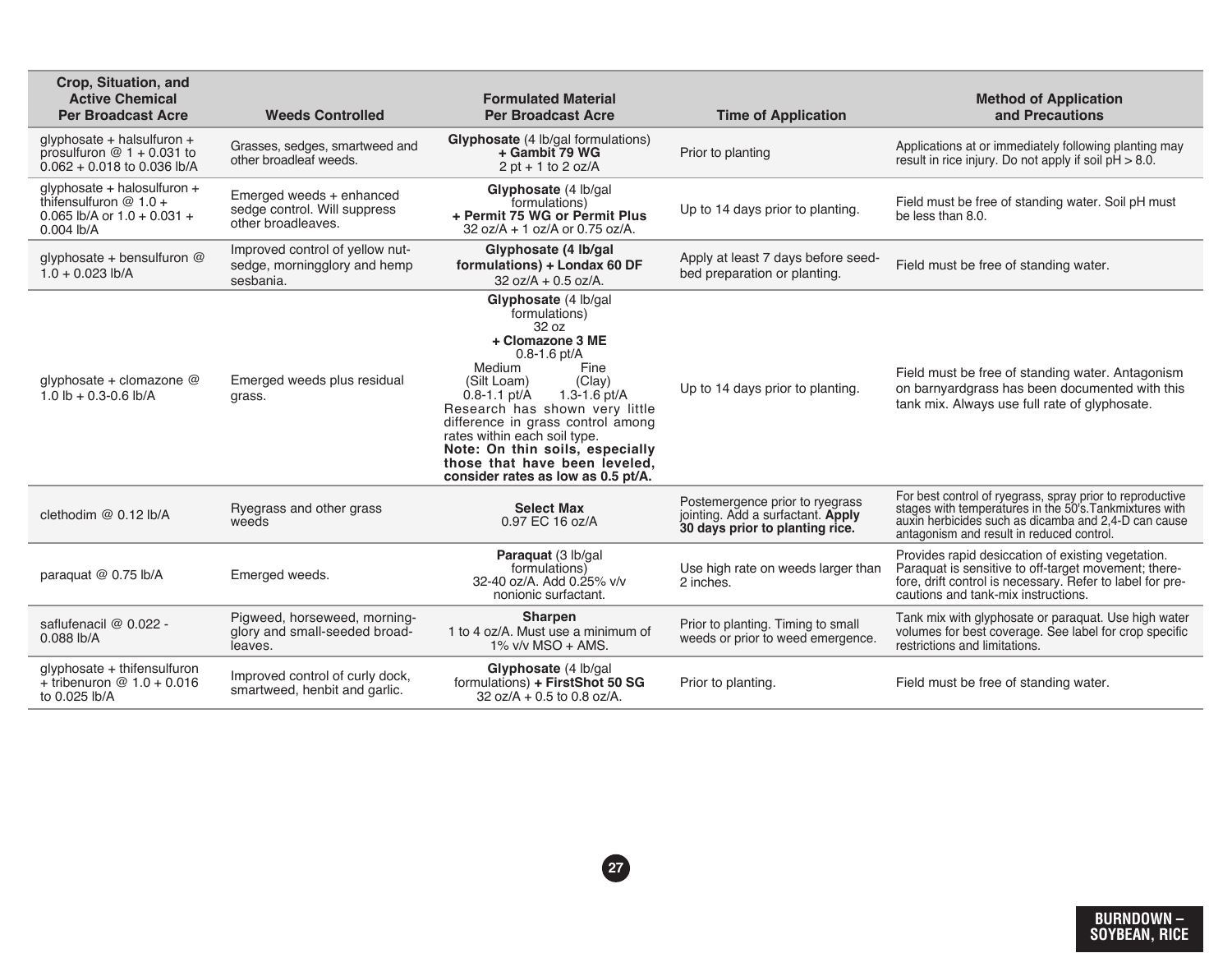| Crop, Situation, and Active Chemical Per Broadcast Acre | Weeds Controlled | Formulated Material Per Broadcast Acre | Time of Application | Method of Application and Precautions |
|---|---|---|---|---|
| glyphosate + halsulfuron + prosulfuron @ 1 + 0.031 to 0.062 + 0.018 to 0.036 lb/A | Grasses, sedges, smartweed and other broadleaf weeds. | **Glyphosate** (4 lb/gal formulations) **+ Gambit 79 WG** 2 pt + 1 to 2 oz/A | Prior to planting | Applications at or immediately following planting may result in rice injury. Do not apply if soil pH > 8.0. |
| glyphosate + halosulfuron + thifensulfuron @ 1.0 + 0.065 lb/A or 1.0 + 0.031 + 0.004 lb/A | Emerged weeds + enhanced sedge control. Will suppress other broadleaves. | **Glyphosate** (4 lb/gal formulations) **+ Permit 75 WG or Permit Plus** 32 oz/A + 1 oz/A or 0.75 oz/A. | Up to 14 days prior to planting. | Field must be free of standing water. Soil pH must be less than 8.0. |
| glyphosate + bensulfuron @ 1.0 + 0.023 lb/A | Improved control of yellow nutsedge, morningglory and hemp sesbania. | **Glyphosate (4 lb/gal formulations) + Londax 60 DF** 32 oz/A + 0.5 oz/A. | Apply at least 7 days before seedbed preparation or planting. | Field must be free of standing water. |
| glyphosate + clomazone @ 1.0 lb + 0.3-0.6 lb/A | Emerged weeds plus residual grass. | **Glyphosate** (4 lb/gal formulations) 32 oz **+ Clomazone 3 ME** 0.8-1.6 pt/A<br>Medium (Silt Loam) 0.8-1.1 pt/A; Fine (Clay) 1.3-1.6 pt/A<br>Research has shown very little difference in grass control among rates within each soil type.<br>**Note: On thin soils, especially those that have been leveled, consider rates as low as 0.5 pt/A.** | Up to 14 days prior to planting. | Field must be free of standing water. Antagonism on barnyardgrass has been documented with this tank mix. Always use full rate of glyphosate. |
| clethodim @ 0.12 lb/A | Ryegrass and other grass weeds | **Select Max** 0.97 EC 16 oz/A | Postemergence prior to ryegrass jointing. Add a surfactant. **Apply 30 days prior to planting rice.** | For best control of ryegrass, spray prior to reproductive stages with temperatures in the 50's. Tankmixtures with auxin herbicides such as dicamba and 2,4-D can cause antagonism and result in reduced control. |
| paraquat @ 0.75 lb/A | Emerged weeds. | **Paraquat** (3 lb/gal formulations) 32-40 oz/A. Add 0.25% v/v nonionic surfactant. | Use high rate on weeds larger than 2 inches. | Provides rapid desiccation of existing vegetation. Paraquat is sensitive to off-target movement; therefore, drift control is necessary. Refer to label for precautions and tank-mix instructions. |
| saflufenacil @ 0.022 - 0.088 lb/A | Pigweed, horseweed, morningglory and small-seeded broadleaves. | **Sharpen** 1 to 4 oz/A. Must use a minimum of 1% v/v MSO + AMS. | Prior to planting. Timing to small weeds or prior to weed emergence. | Tank mix with glyphosate or paraquat. Use high water volumes for best coverage. See label for crop specific restrictions and limitations. |
| glyphosate + thifensulfuron + tribenuron @ 1.0 + 0.016 to 0.025 lb/A | Improved control of curly dock, smartweed, henbit and garlic. | **Glyphosate** (4 lb/gal formulations) **+ FirstShot 50 SG** 32 oz/A + 0.5 to 0.8 oz/A. | Prior to planting. | Field must be free of standing water. |